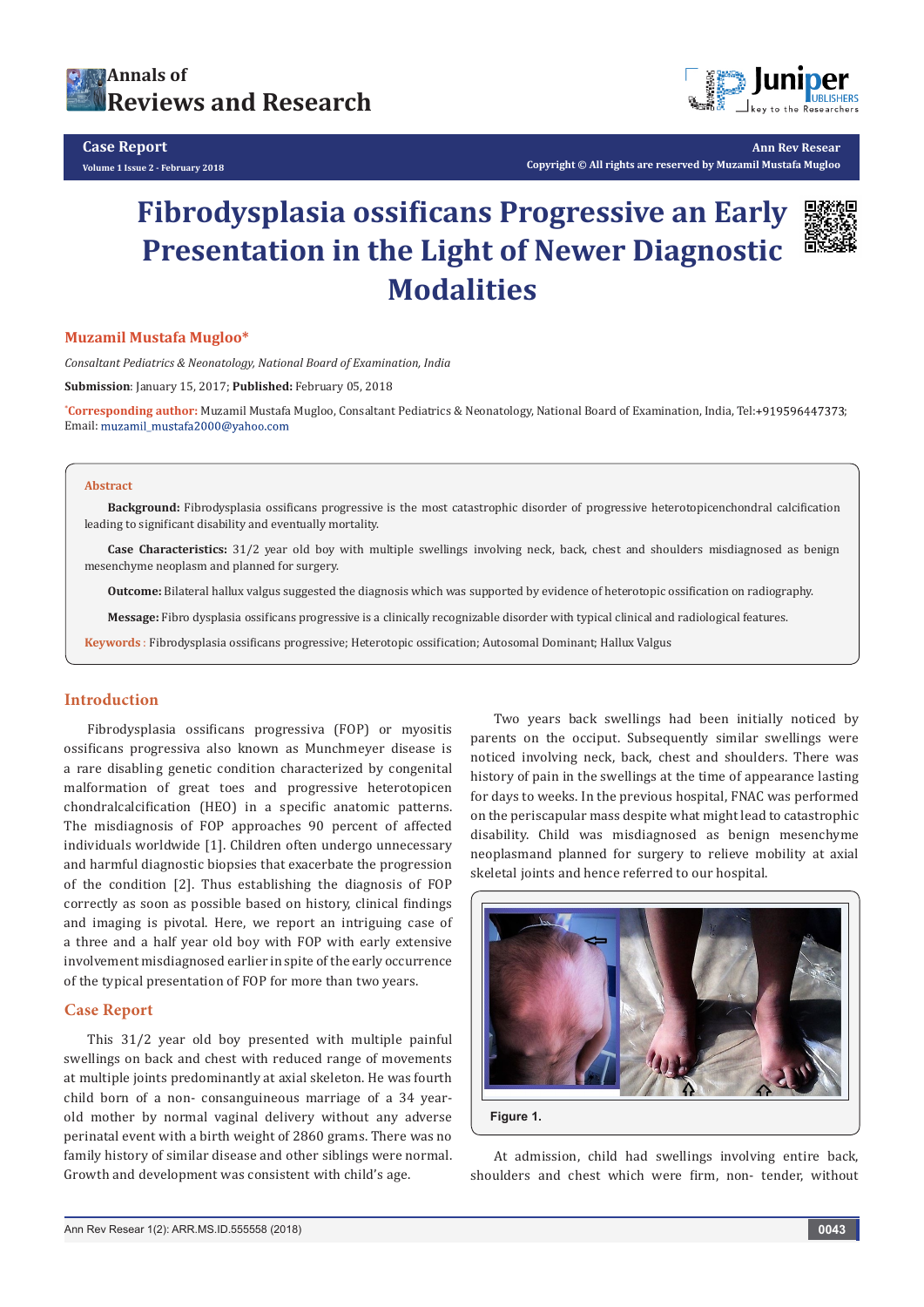# Fibrodysplasia ossificans Progressive an Early Presentation in the Light of Newer Diagnostic Modalities

**Muzamil Mustafa Mugloo***

*Consaltant Pediatrics & Neonatology, National Board of Examination, India*

**Submission**: January 15, 2017; **Published:** February 05, 2018

*Corresponding author: Muzamil Mustafa Mugloo, Consaltant Pediatrics & Neonatology, National Board of Examination, India, Tel:+919596447373; Email: muzamil_mustafa2000@yahoo.com

## Abstract

**Background:** Fibrodysplasia ossificans progressive is the most catastrophic disorder of progressive heterotopicenchondral calcification leading to significant disability and eventually mortality.

**Case Characteristics:** 31/2 year old boy with multiple swellings involving neck, back, chest and shoulders misdiagnosed as benign mesenchyme neoplasm and planned for surgery.

**Outcome:** Bilateral hallux valgus suggested the diagnosis which was supported by evidence of heterotopic ossification on radiography.

**Message:** Fibro dysplasia ossificans progressive is a clinically recognizable disorder with typical clinical and radiological features.

**Keywords** : Fibrodysplasia ossificans progressive; Heterotopic ossification; Autosomal Dominant; Hallux Valgus

## Introduction

Fibrodysplasia ossificans progressiva (FOP) or myositis ossificans progressiva also known as Munchmeyer disease is a rare disabling genetic condition characterized by congenital malformation of great toes and progressive heterotopicen chondralcalcification (HEO) in a specific anatomic patterns. The misdiagnosis of FOP approaches 90 percent of affected individuals worldwide [1]. Children often undergo unnecessary and harmful diagnostic biopsies that exacerbate the progression of the condition [2]. Thus establishing the diagnosis of FOP correctly as soon as possible based on history, clinical findings and imaging is pivotal. Here, we report an intriguing case of a three and a half year old boy with FOP with early extensive involvement misdiagnosed earlier in spite of the early occurrence of the typical presentation of FOP for more than two years.

## Case Report

This 31/2 year old boy presented with multiple painful swellings on back and chest with reduced range of movements at multiple joints predominantly at axial skeleton. He was fourth child born of a non- consanguineous marriage of a 34 year-old mother by normal vaginal delivery without any adverse perinatal event with a birth weight of 2860 grams. There was no family history of similar disease and other siblings were normal. Growth and development was consistent with child's age.

Two years back swellings had been initially noticed by parents on the occiput. Subsequently similar swellings were noticed involving neck, back, chest and shoulders. There was history of pain in the swellings at the time of appearance lasting for days to weeks. In the previous hospital, FNAC was performed on the periscapular mass despite what might lead to catastrophic disability. Child was misdiagnosed as benign mesenchyme neoplasmand planned for surgery to relieve mobility at axial skeletal joints and hence referred to our hospital.

Figure 1.

At admission, child had swellings involving entire back, shoulders and chest which were firm, non- tender, without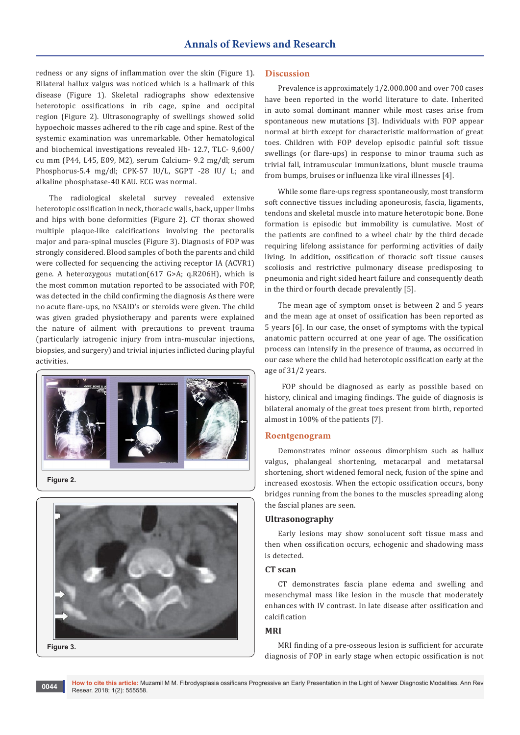redness or any signs of inflammation over the skin (Figure 1). Bilateral hallux valgus was noticed which is a hallmark of this disease (Figure 1). Skeletal radiographs show edextensive heterotopic ossifications in rib cage, spine and occipital region (Figure 2). Ultrasonography of swellings showed solid hypoechoic masses adhered to the rib cage and spine. Rest of the systemic examination was unremarkable. Other hematological and biochemical investigations revealed Hb- 12.7, TLC- 9,600/ cu mm (P44, L45, E09, M2), serum Calcium- 9.2 mg/dl; serum Phosphorus-5.4 mg/dl; CPK-57 IU/L, SGPT -28 IU/ L; and alkaline phosphatase-40 KAU. ECG was normal.

The radiological skeletal survey revealed extensive heterotopic ossification in neck, thoracic walls, back, upper limbs and hips with bone deformities (Figure 2). CT thorax showed multiple plaque-like calcifications involving the pectoralis major and para-spinal muscles (Figure 3). Diagnosis of FOP was strongly considered. Blood samples of both the parents and child were collected for sequencing the activing receptor IA (ACVR1) gene. A heterozygous mutation(617 G>A; q.R206H), which is the most common mutation reported to be associated with FOP, was detected in the child confirming the diagnosis As there were no acute flare-ups, no NSAID's or steroids were given. The child was given graded physiotherapy and parents were explained the nature of ailment with precautions to prevent trauma (particularly iatrogenic injury from intra-muscular injections, biopsies, and surgery) and trivial injuries inflicted during playful activities.

Figure 2.

Figure 3.

## Discussion

Prevalence is approximately 1/2.000.000 and over 700 cases have been reported in the world literature to date. Inherited in auto somal dominant manner while most cases arise from spontaneous new mutations [3]. Individuals with FOP appear normal at birth except for characteristic malformation of great toes. Children with FOP develop episodic painful soft tissue swellings (or flare-ups) in response to minor trauma such as trivial fall, intramuscular immunizations, blunt muscle trauma from bumps, bruises or influenza like viral illnesses [4].

While some flare-ups regress spontaneously, most transform soft connective tissues including aponeurosis, fascia, ligaments, tendons and skeletal muscle into mature heterotopic bone. Bone formation is episodic but immobility is cumulative. Most of the patients are confined to a wheel chair by the third decade requiring lifelong assistance for performing activities of daily living. In addition, ossification of thoracic soft tissue causes scoliosis and restrictive pulmonary disease predisposing to pneumonia and right sided heart failure and consequently death in the third or fourth decade prevalently [5].

The mean age of symptom onset is between 2 and 5 years and the mean age at onset of ossification has been reported as 5 years [6]. In our case, the onset of symptoms with the typical anatomic pattern occurred at one year of age. The ossification process can intensify in the presence of trauma, as occurred in our case where the child had heterotopic ossification early at the age of 31/2 years.

FOP should be diagnosed as early as possible based on history, clinical and imaging findings. The guide of diagnosis is bilateral anomaly of the great toes present from birth, reported almost in 100% of the patients [7].

## Roentgenogram

Demonstrates minor osseous dimorphism such as hallux valgus, phalangeal shortening, metacarpal and metatarsal shortening, short widened femoral neck, fusion of the spine and increased exostosis. When the ectopic ossification occurs, bony bridges running from the bones to the muscles spreading along the fascial planes are seen.

### Ultrasonography

Early lesions may show sonolucent soft tissue mass and then when ossification occurs, echogenic and shadowing mass is detected.

### CT scan

CT demonstrates fascia plane edema and swelling and mesenchymal mass like lesion in the muscle that moderately enhances with IV contrast. In late disease after ossification and calcification

### MRI

MRI finding of a pre-osseous lesion is sufficient for accurate diagnosis of FOP in early stage when ectopic ossification is not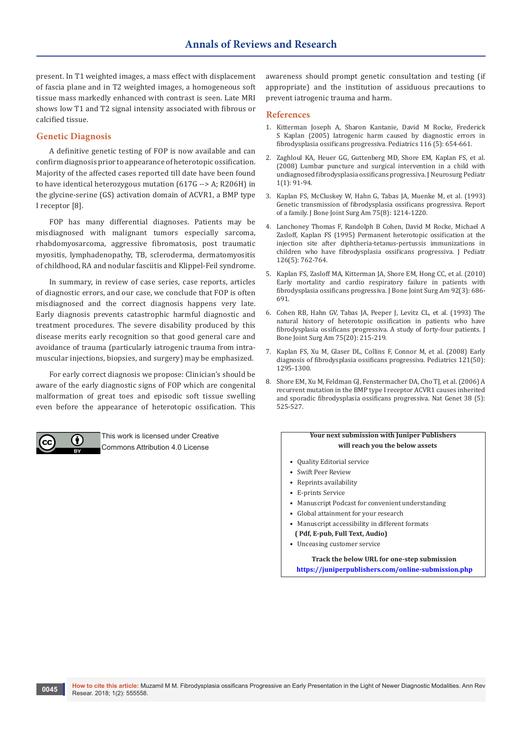present. In T1 weighted images, a mass effect with displacement of fascia plane and in T2 weighted images, a homogeneous soft tissue mass markedly enhanced with contrast is seen. Late MRI shows low T1 and T2 signal intensity associated with fibrous or calcified tissue.

## Genetic Diagnosis

A definitive genetic testing of FOP is now available and can confirm diagnosis prior to appearance of heterotopic ossification. Majority of the affected cases reported till date have been found to have identical heterozygous mutation (617G --> A; R206H) in the glycine-serine (GS) activation domain of ACVR1, a BMP type I receptor [8].

FOP has many differential diagnoses. Patients may be misdiagnosed with malignant tumors especially sarcoma, rhabdomyosarcoma, aggressive fibromatosis, post traumatic myositis, lymphadenopathy, TB, scleroderma, dermatomyositis of childhood, RA and nodular fasciitis and Klippel-Feil syndrome.

In summary, in review of case series, case reports, articles of diagnostic errors, and our case, we conclude that FOP is often misdiagnosed and the correct diagnosis happens very late. Early diagnosis prevents catastrophic harmful diagnostic and treatment procedures. The severe disability produced by this disease merits early recognition so that good general care and avoidance of trauma (particularly iatrogenic trauma from intra-muscular injections, biopsies, and surgery) may be emphasized.

For early correct diagnosis we propose: Clinician's should be aware of the early diagnostic signs of FOP which are congenital malformation of great toes and episodic soft tissue swelling even before the appearance of heterotopic ossification. This awareness should prompt genetic consultation and testing (if appropriate) and the institution of assiduous precautions to prevent iatrogenic trauma and harm.

## References

1. Kitterman Joseph A, Sharon Kantanie, David M Rocke, Frederick S Kaplan (2005) Iatrogenic harm caused by diagnostic errors in fibrodysplasia ossificans progressiva. Pediatrics 116 (5): 654-661.
2. Zaghloul KA, Heuer GG, Guttenberg MD, Shore EM, Kaplan FS, et al. (2008) Lumbar puncture and surgical intervention in a child with undiagnosed fibrodysplasia ossificans progressiva. J Neurosurg Pediatr 1(1): 91-94.
3. Kaplan FS, McCluskey W, Hahn G, Tabas JA, Muenke M, et al. (1993) Genetic transmission of fibrodysplasia ossificans progressiva. Report of a family. J Bone Joint Surg Am 75(8): 1214-1220.
4. Lanchoney Thomas F, Randolph B Cohen, David M Rocke, Michael A Zasloff, Kaplan FS (1995) Permanent heterotopic ossification at the injection site after diphtheria-tetanus-pertussis immunizations in children who have fibrodysplasia ossificans progressiva. J Pediatr 126(5): 762-764.
5. Kaplan FS, Zasloff MA, Kitterman JA, Shore EM, Hong CC, et al. (2010) Early mortality and cardio respiratory failure in patients with fibrodysplasia ossificans progressiva. J Bone Joint Surg Am 92(3): 686-691.
6. Cohen RB, Hahn GV, Tabas JA, Peeper J, Levitz CL, et al. (1993) The natural history of heterotopic ossification in patients who have fibrodysplasia ossificans progressiva. A study of forty-four patients. J Bone Joint Surg Am 75(20): 215-219.
7. Kaplan FS, Xu M, Glaser DL, Collins F, Connor M, et al. (2008) Early diagnosis of fibrodysplasia ossificans progressiva. Pediatrics 121(50): 1295-1300.
8. Shore EM, Xu M, Feldman GJ, Fenstermacher DA, Cho TJ, et al. (2006) A recurrent mutation in the BMP type I receptor ACVR1 causes inherited and sporadic fibrodysplasia ossificans progressiva. Nat Genet 38 (5): 525-527.

This work is licensed under Creative Commons Attribution 4.0 License

**Your next submission with Juniper Publishers will reach you the below assets**

- Quality Editorial service
- Swift Peer Review
- Reprints availability
- E-prints Service
- Manuscript Podcast for convenient understanding
- Global attainment for your research
- Manuscript accessibility in different formats
  **( Pdf, E-pub, Full Text, Audio)**
- Unceasing customer service

**Track the below URL for one-step submission**
**https://juniperpublishers.com/online-submission.php**

**How to cite this article:** Muzamil M M. Fibrodysplasia ossificans Progressive an Early Presentation in the Light of Newer Diagnostic Modalities. Ann Rev Resear. 2018; 1(2): 555558.